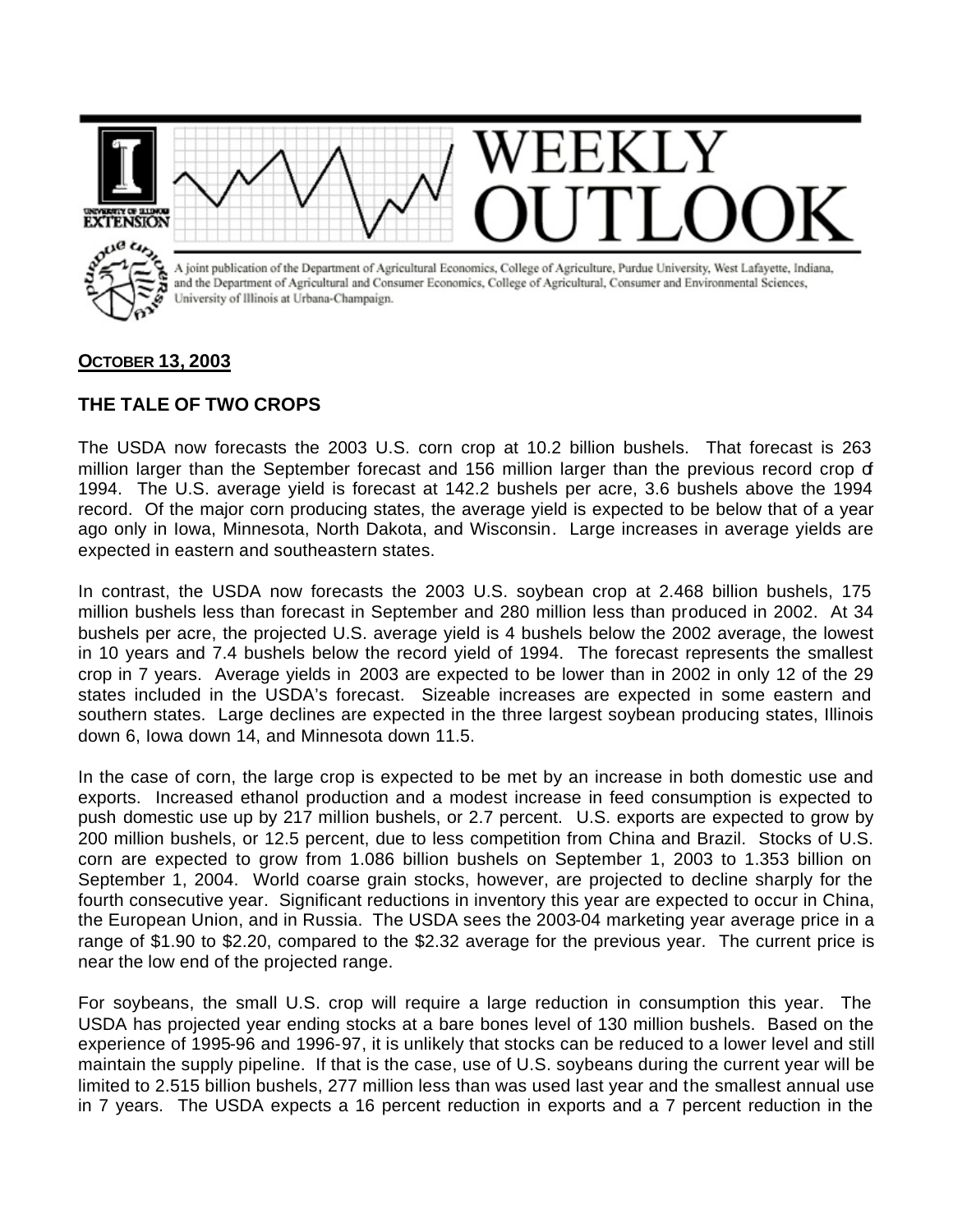# WEEKLY OUTLOOK

A joint publication of the Department of Agricultural Economics, College of Agriculture, Purdue University, West Lafayette, Indiana, and the Department of Agricultural and Consumer Economics, College of Agricultural, Consumer and Environmental Sciences, University of Illinois at Urbana-Champaign.

**OCTOBER 13, 2003**

## THE TALE OF TWO CROPS

The USDA now forecasts the 2003 U.S. corn crop at 10.2 billion bushels. That forecast is 263 million larger than the September forecast and 156 million larger than the previous record crop of 1994. The U.S. average yield is forecast at 142.2 bushels per acre, 3.6 bushels above the 1994 record. Of the major corn producing states, the average yield is expected to be below that of a year ago only in Iowa, Minnesota, North Dakota, and Wisconsin. Large increases in average yields are expected in eastern and southeastern states.

In contrast, the USDA now forecasts the 2003 U.S. soybean crop at 2.468 billion bushels, 175 million bushels less than forecast in September and 280 million less than produced in 2002. At 34 bushels per acre, the projected U.S. average yield is 4 bushels below the 2002 average, the lowest in 10 years and 7.4 bushels below the record yield of 1994. The forecast represents the smallest crop in 7 years. Average yields in 2003 are expected to be lower than in 2002 in only 12 of the 29 states included in the USDA's forecast. Sizeable increases are expected in some eastern and southern states. Large declines are expected in the three largest soybean producing states, Illinois down 6, Iowa down 14, and Minnesota down 11.5.

In the case of corn, the large crop is expected to be met by an increase in both domestic use and exports. Increased ethanol production and a modest increase in feed consumption is expected to push domestic use up by 217 million bushels, or 2.7 percent. U.S. exports are expected to grow by 200 million bushels, or 12.5 percent, due to less competition from China and Brazil. Stocks of U.S. corn are expected to grow from 1.086 billion bushels on September 1, 2003 to 1.353 billion on September 1, 2004. World coarse grain stocks, however, are projected to decline sharply for the fourth consecutive year. Significant reductions in inventory this year are expected to occur in China, the European Union, and in Russia. The USDA sees the 2003-04 marketing year average price in a range of $1.90 to $2.20, compared to the $2.32 average for the previous year. The current price is near the low end of the projected range.

For soybeans, the small U.S. crop will require a large reduction in consumption this year. The USDA has projected year ending stocks at a bare bones level of 130 million bushels. Based on the experience of 1995-96 and 1996-97, it is unlikely that stocks can be reduced to a lower level and still maintain the supply pipeline. If that is the case, use of U.S. soybeans during the current year will be limited to 2.515 billion bushels, 277 million less than was used last year and the smallest annual use in 7 years. The USDA expects a 16 percent reduction in exports and a 7 percent reduction in the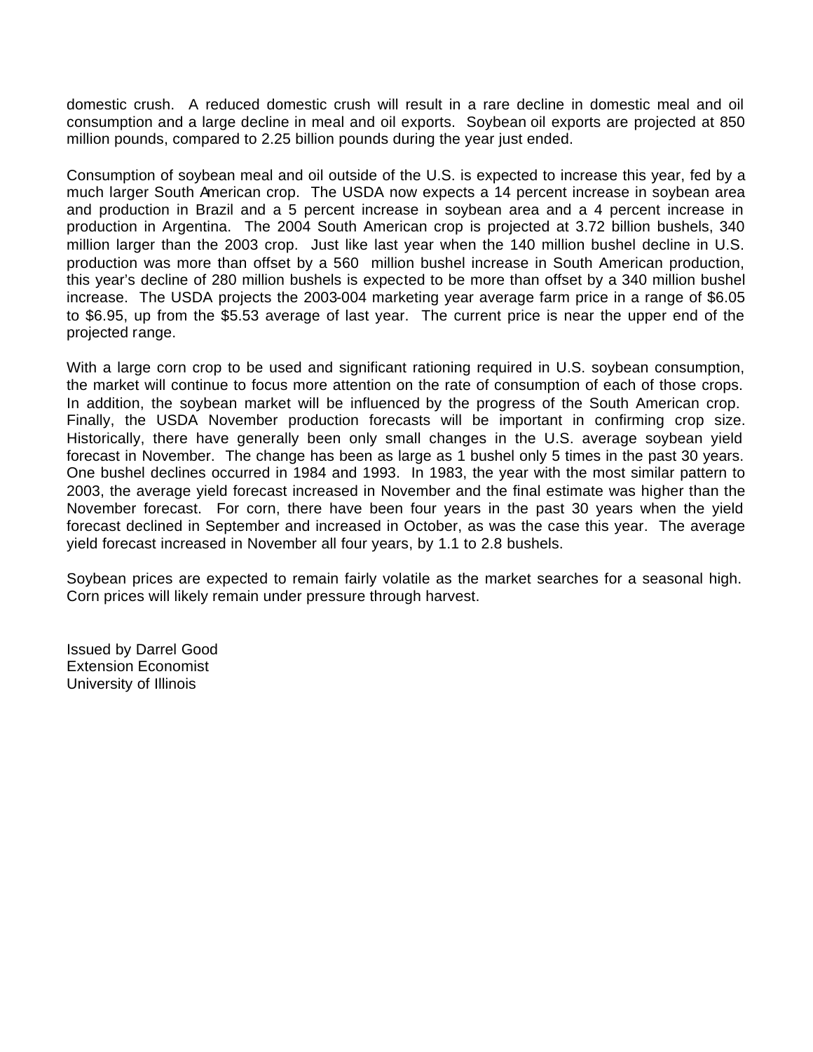domestic crush. A reduced domestic crush will result in a rare decline in domestic meal and oil consumption and a large decline in meal and oil exports. Soybean oil exports are projected at 850 million pounds, compared to 2.25 billion pounds during the year just ended.

Consumption of soybean meal and oil outside of the U.S. is expected to increase this year, fed by a much larger South American crop. The USDA now expects a 14 percent increase in soybean area and production in Brazil and a 5 percent increase in soybean area and a 4 percent increase in production in Argentina. The 2004 South American crop is projected at 3.72 billion bushels, 340 million larger than the 2003 crop. Just like last year when the 140 million bushel decline in U.S. production was more than offset by a 560 million bushel increase in South American production, this year's decline of 280 million bushels is expected to be more than offset by a 340 million bushel increase. The USDA projects the 2003-004 marketing year average farm price in a range of $6.05 to $6.95, up from the $5.53 average of last year. The current price is near the upper end of the projected range.

With a large corn crop to be used and significant rationing required in U.S. soybean consumption, the market will continue to focus more attention on the rate of consumption of each of those crops. In addition, the soybean market will be influenced by the progress of the South American crop. Finally, the USDA November production forecasts will be important in confirming crop size. Historically, there have generally been only small changes in the U.S. average soybean yield forecast in November. The change has been as large as 1 bushel only 5 times in the past 30 years. One bushel declines occurred in 1984 and 1993. In 1983, the year with the most similar pattern to 2003, the average yield forecast increased in November and the final estimate was higher than the November forecast. For corn, there have been four years in the past 30 years when the yield forecast declined in September and increased in October, as was the case this year. The average yield forecast increased in November all four years, by 1.1 to 2.8 bushels.

Soybean prices are expected to remain fairly volatile as the market searches for a seasonal high. Corn prices will likely remain under pressure through harvest.

Issued by Darrel Good
Extension Economist
University of Illinois